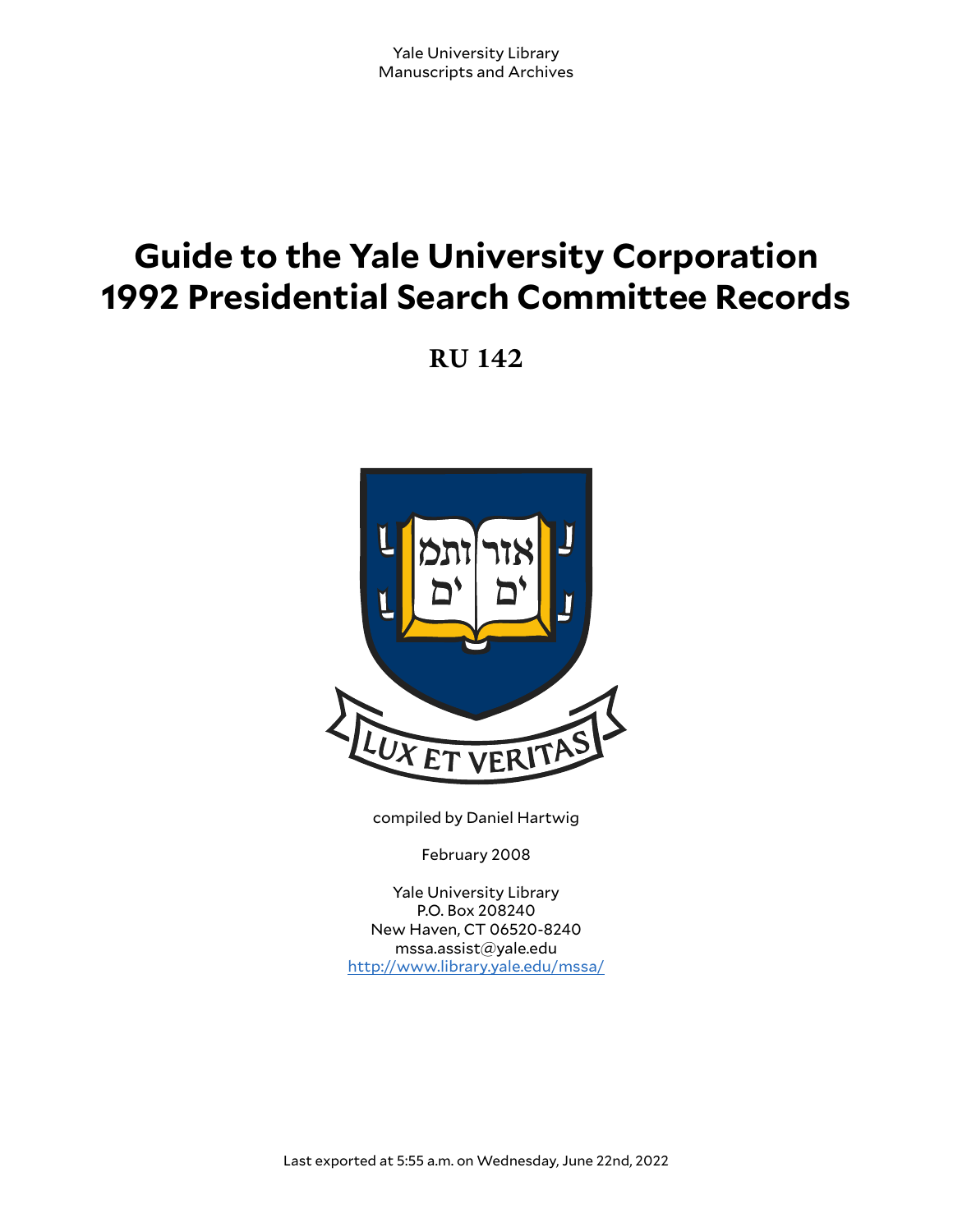Yale University Library
Manuscripts and Archives

# Guide to the Yale University Corporation 1992 Presidential Search Committee Records

## RU 142

compiled by Daniel Hartwig

February 2008

Yale University Library
P.O. Box 208240
New Haven, CT 06520-8240
mssa.assist@yale.edu
http://www.library.yale.edu/mssa/

Last exported at 5:55 a.m. on Wednesday, June 22nd, 2022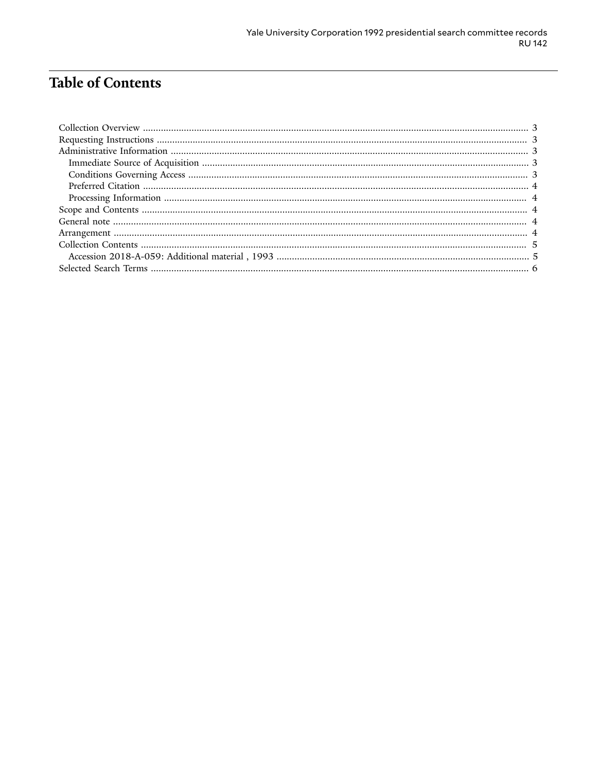# Table of Contents

- Collection Overview ..... 3
- Requesting Instructions ..... 3
- Administrative Information ..... 3
  - Immediate Source of Acquisition ..... 3
  - Conditions Governing Access ..... 3
  - Preferred Citation ..... 4
  - Processing Information ..... 4
- Scope and Contents ..... 4
- General note ..... 4
- Arrangement ..... 4
- Collection Contents ..... 5
  - Accession 2018-A-059: Additional material , 1993 ..... 5
- Selected Search Terms ..... 6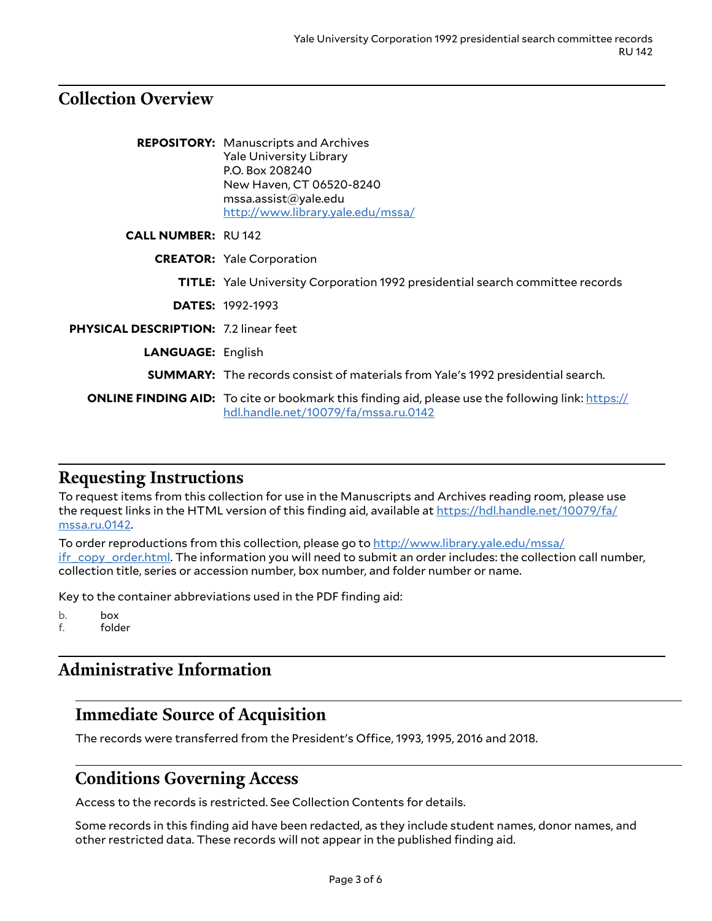## Collection Overview

**REPOSITORY:** Manuscripts and Archives
Yale University Library
P.O. Box 208240
New Haven, CT 06520-8240
mssa.assist@yale.edu
http://www.library.yale.edu/mssa/

**CALL NUMBER:** RU 142

**CREATOR:** Yale Corporation

**TITLE:** Yale University Corporation 1992 presidential search committee records

**DATES:** 1992-1993

**PHYSICAL DESCRIPTION:** 7.2 linear feet

**LANGUAGE:** English

**SUMMARY:** The records consist of materials from Yale's 1992 presidential search.

**ONLINE FINDING AID:** To cite or bookmark this finding aid, please use the following link: https://hdl.handle.net/10079/fa/mssa.ru.0142

## Requesting Instructions

To request items from this collection for use in the Manuscripts and Archives reading room, please use the request links in the HTML version of this finding aid, available at https://hdl.handle.net/10079/fa/mssa.ru.0142.

To order reproductions from this collection, please go to http://www.library.yale.edu/mssa/ifr_copy_order.html. The information you will need to submit an order includes: the collection call number, collection title, series or accession number, box number, and folder number or name.

Key to the container abbreviations used in the PDF finding aid:

b. box
f. folder

## Administrative Information

### Immediate Source of Acquisition

The records were transferred from the President's Office, 1993, 1995, 2016 and 2018.

### Conditions Governing Access

Access to the records is restricted. See Collection Contents for details.

Some records in this finding aid have been redacted, as they include student names, donor names, and other restricted data. These records will not appear in the published finding aid.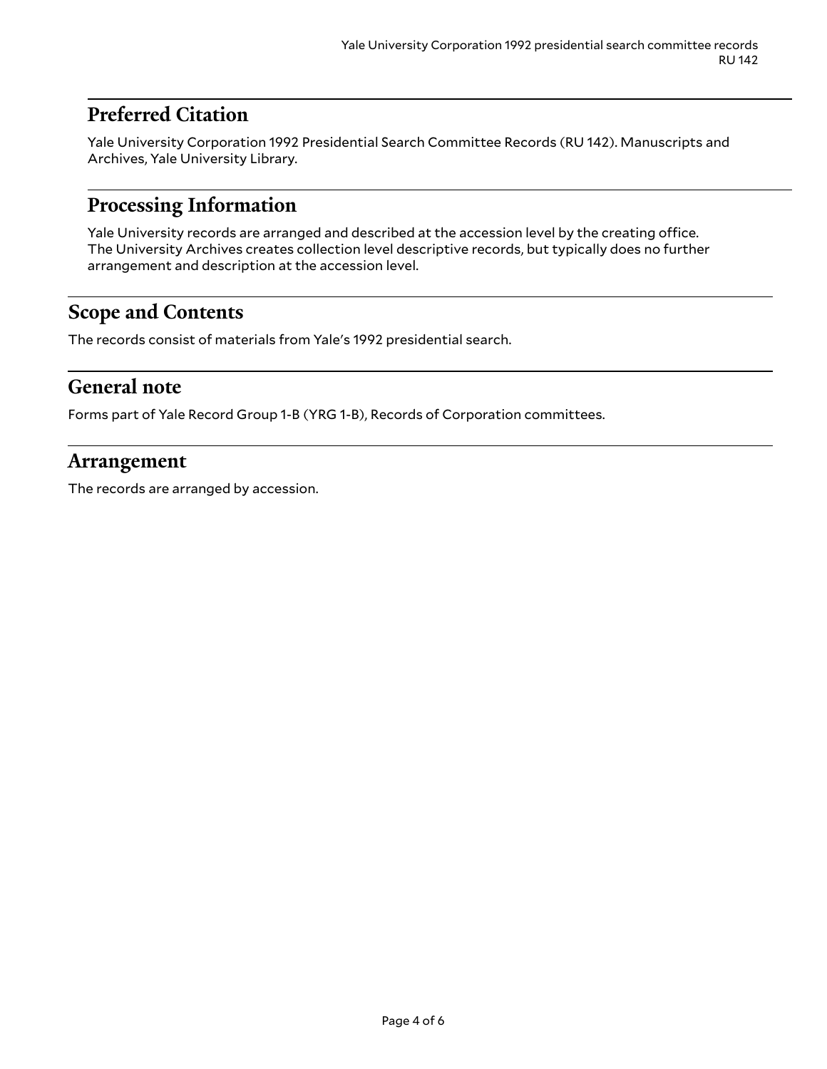## Preferred Citation

Yale University Corporation 1992 Presidential Search Committee Records (RU 142). Manuscripts and Archives, Yale University Library.

## Processing Information

Yale University records are arranged and described at the accession level by the creating office. The University Archives creates collection level descriptive records, but typically does no further arrangement and description at the accession level.

## Scope and Contents

The records consist of materials from Yale's 1992 presidential search.

## General note

Forms part of Yale Record Group 1-B (YRG 1-B), Records of Corporation committees.

## Arrangement

The records are arranged by accession.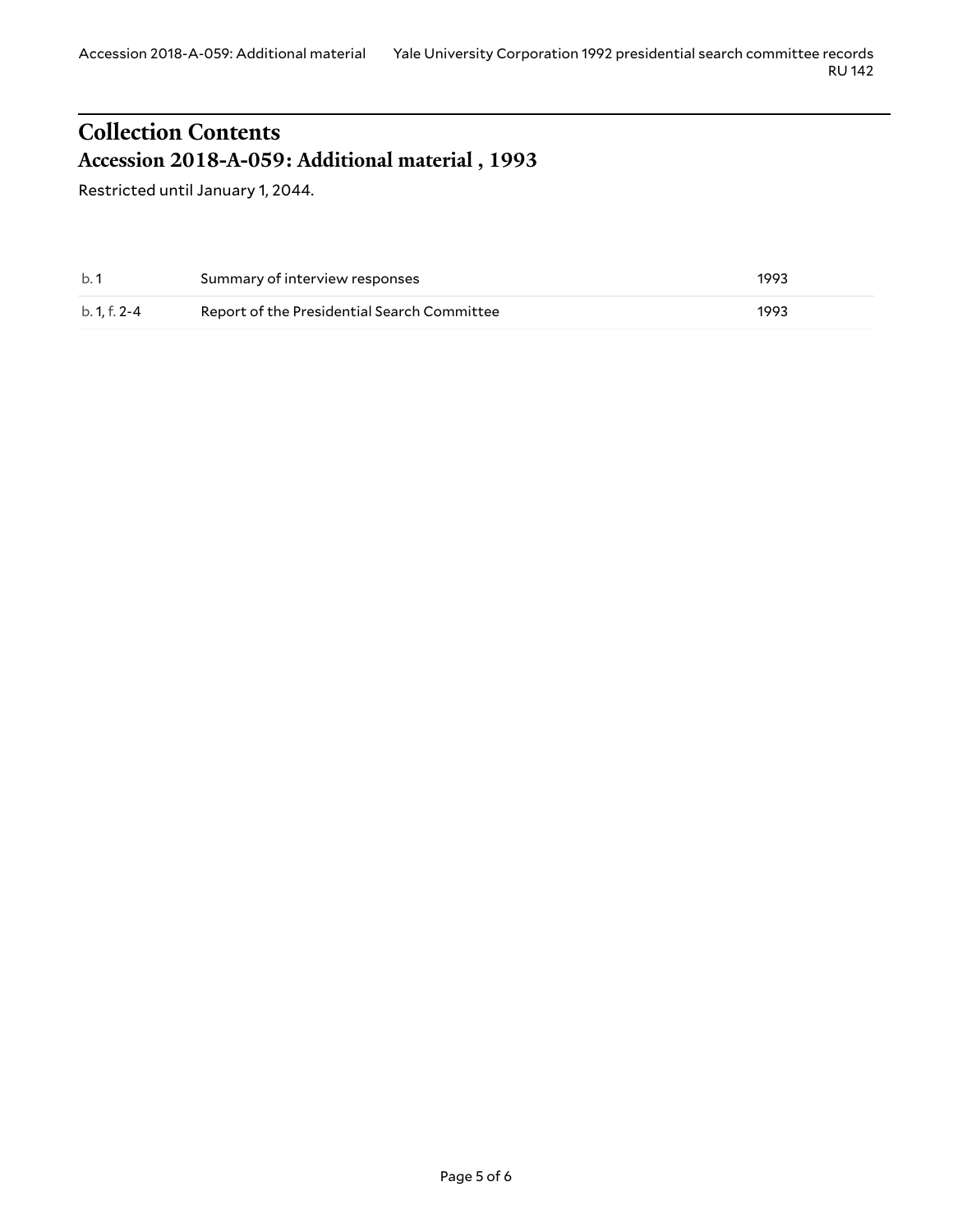# Collection Contents

## Accession 2018-A-059: Additional material , 1993

Restricted until January 1, 2044.

| | | |
|---|---|---|
| b. 1 | Summary of interview responses | 1993 |
| b. 1, f. 2-4 | Report of the Presidential Search Committee | 1993 |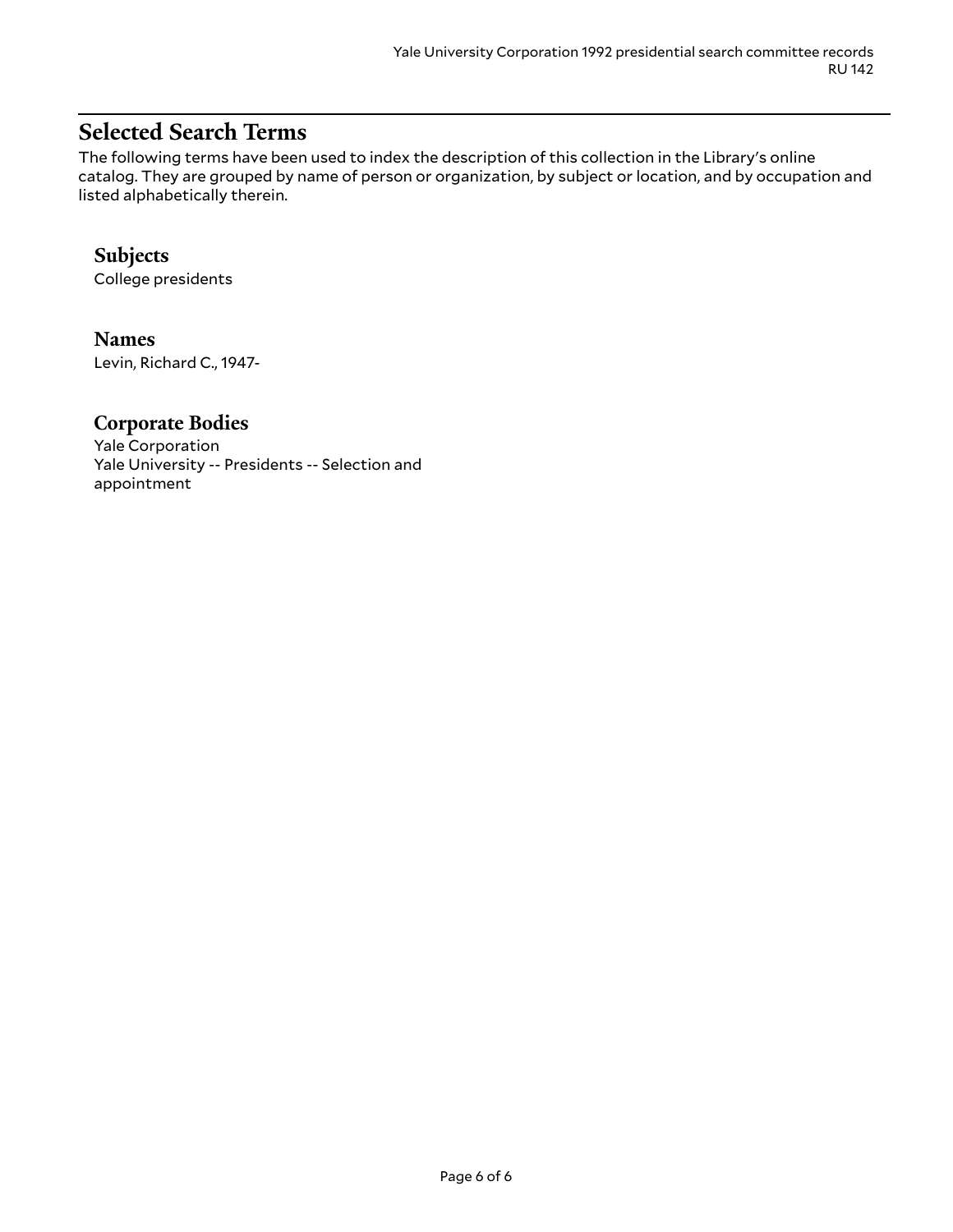## Selected Search Terms

The following terms have been used to index the description of this collection in the Library's online catalog. They are grouped by name of person or organization, by subject or location, and by occupation and listed alphabetically therein.

### Subjects

College presidents

### Names

Levin, Richard C., 1947-

### Corporate Bodies

Yale Corporation
Yale University -- Presidents -- Selection and appointment